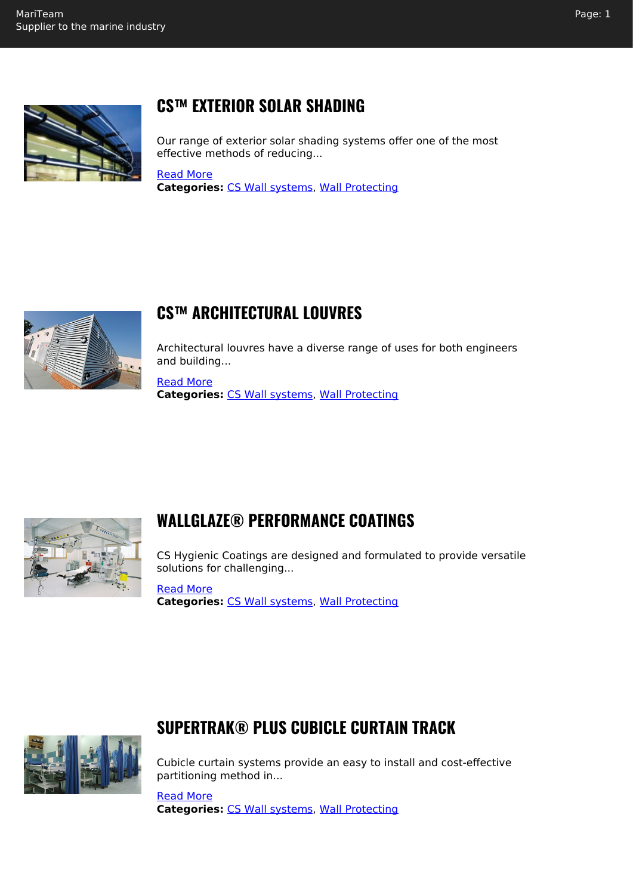## CS™ EXTERIOR SOLAR SHADING

Our range of exterior solar shading systems offer one of the most effective methods of reducing...

Read More

**Categories:** CS Wall systems, Wall Protecting

## CS™ ARCHITECTURAL LOUVRES

Architectural louvres have a diverse range of uses for both engineers and building...

Read More

**Categories:** CS Wall systems, Wall Protecting

## WALLGLAZE® PERFORMANCE COATINGS

CS Hygienic Coatings are designed and formulated to provide versatile solutions for challenging...

Read More

**Categories:** CS Wall systems, Wall Protecting

## SUPERTRAK® PLUS CUBICLE CURTAIN TRACK

Cubicle curtain systems provide an easy to install and cost-effective partitioning method in...

Read More

**Categories:** CS Wall systems, Wall Protecting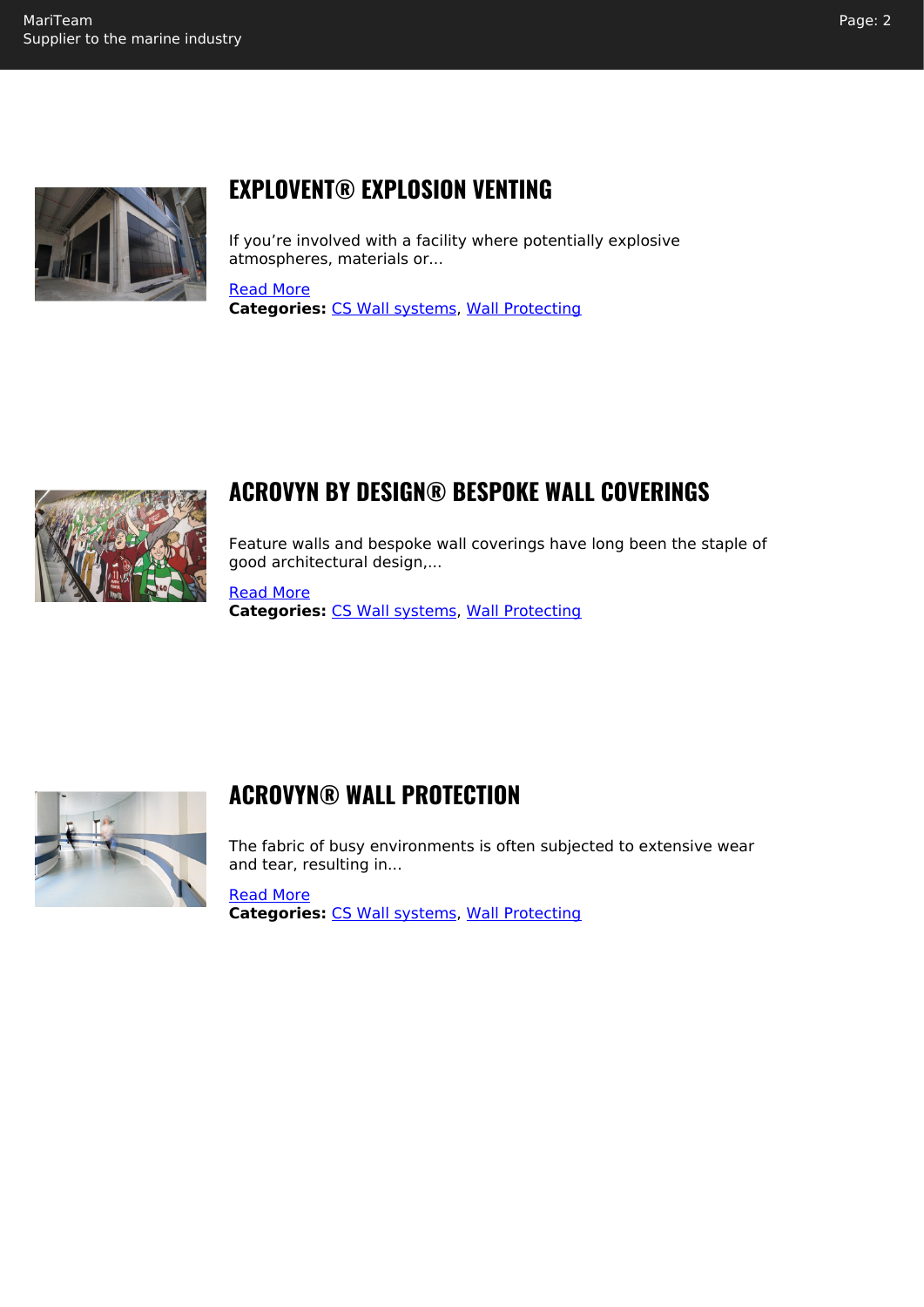## EXPLOVENT® EXPLOSION VENTING

If you're involved with a facility where potentially explosive atmospheres, materials or...

Read More

**Categories:** CS Wall systems, Wall Protecting

## ACROVYN BY DESIGN® BESPOKE WALL COVERINGS

Feature walls and bespoke wall coverings have long been the staple of good architectural design,...

Read More

**Categories:** CS Wall systems, Wall Protecting

## ACROVYN® WALL PROTECTION

The fabric of busy environments is often subjected to extensive wear and tear, resulting in...

Read More

**Categories:** CS Wall systems, Wall Protecting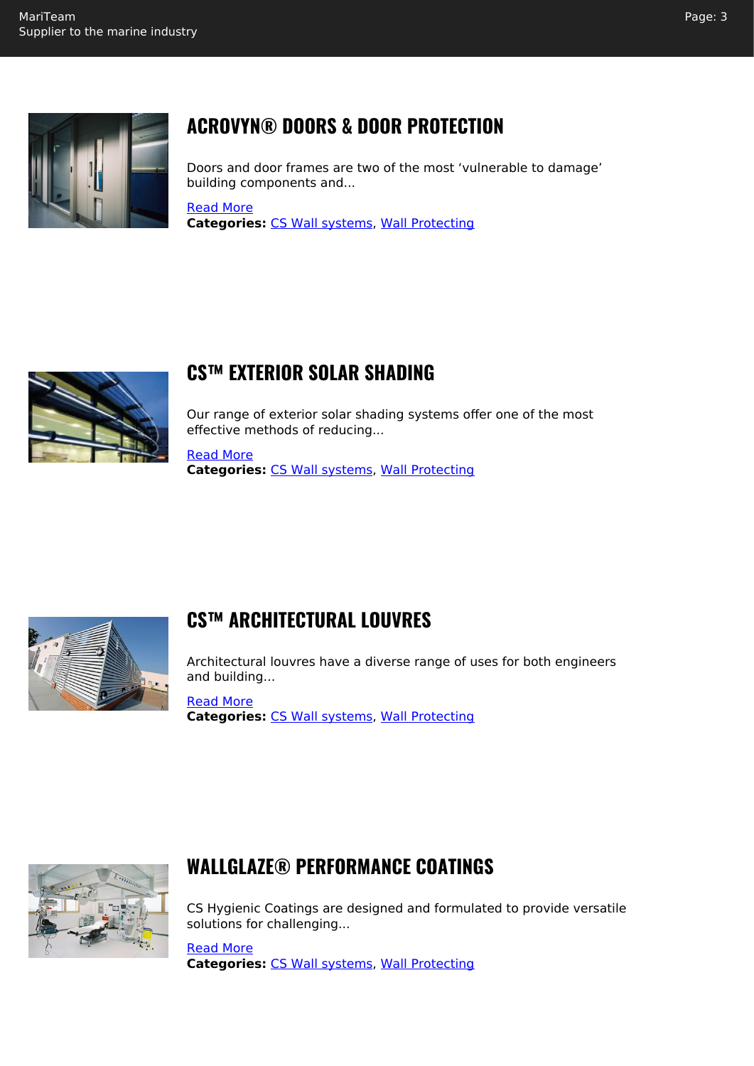## ACROVYN® DOORS & DOOR PROTECTION

Doors and door frames are two of the most ‘vulnerable to damage’ building components and...

Read More

**Categories:** CS Wall systems, Wall Protecting

## CS™ EXTERIOR SOLAR SHADING

Our range of exterior solar shading systems offer one of the most effective methods of reducing...

Read More

**Categories:** CS Wall systems, Wall Protecting

## CS™ ARCHITECTURAL LOUVRES

Architectural louvres have a diverse range of uses for both engineers and building...

Read More

**Categories:** CS Wall systems, Wall Protecting

## WALLGLAZE® PERFORMANCE COATINGS

CS Hygienic Coatings are designed and formulated to provide versatile solutions for challenging...

Read More

**Categories:** CS Wall systems, Wall Protecting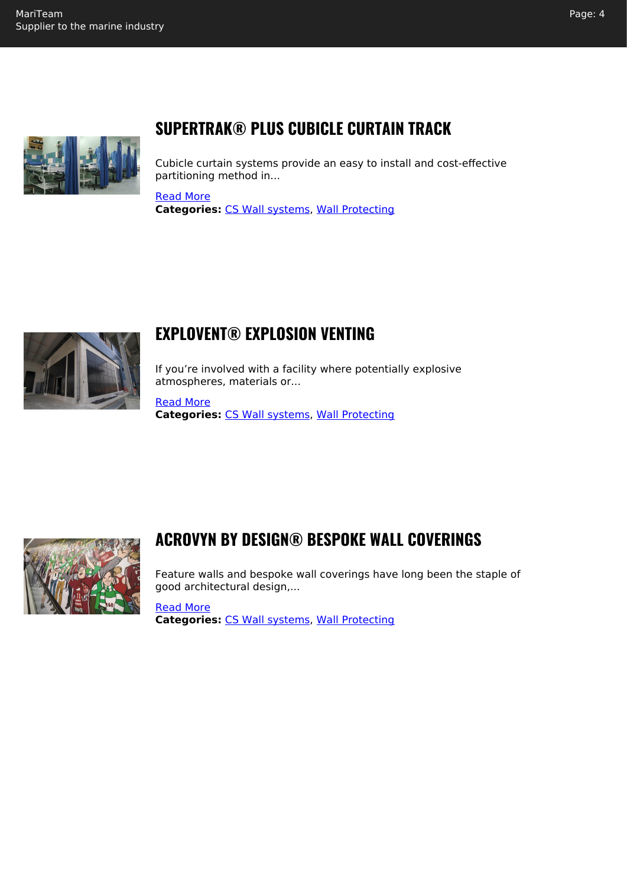## SUPERTRAK® PLUS CUBICLE CURTAIN TRACK

Cubicle curtain systems provide an easy to install and cost-effective partitioning method in...

Read More

**Categories:** CS Wall systems, Wall Protecting

## EXPLOVENT® EXPLOSION VENTING

If you're involved with a facility where potentially explosive atmospheres, materials or...

Read More

**Categories:** CS Wall systems, Wall Protecting

## ACROVYN BY DESIGN® BESPOKE WALL COVERINGS

Feature walls and bespoke wall coverings have long been the staple of good architectural design,...

Read More

**Categories:** CS Wall systems, Wall Protecting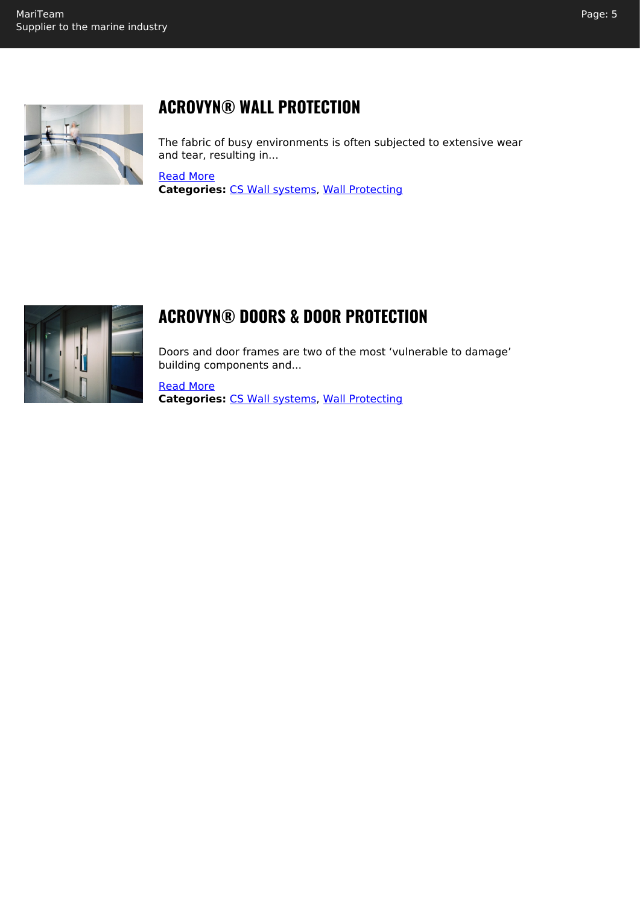## ACROVYN® WALL PROTECTION

The fabric of busy environments is often subjected to extensive wear and tear, resulting in...

[Read More]
**Categories:** CS Wall systems, Wall Protecting

## ACROVYN® DOORS & DOOR PROTECTION

Doors and door frames are two of the most 'vulnerable to damage' building components and...

[Read More]
**Categories:** CS Wall systems, Wall Protecting